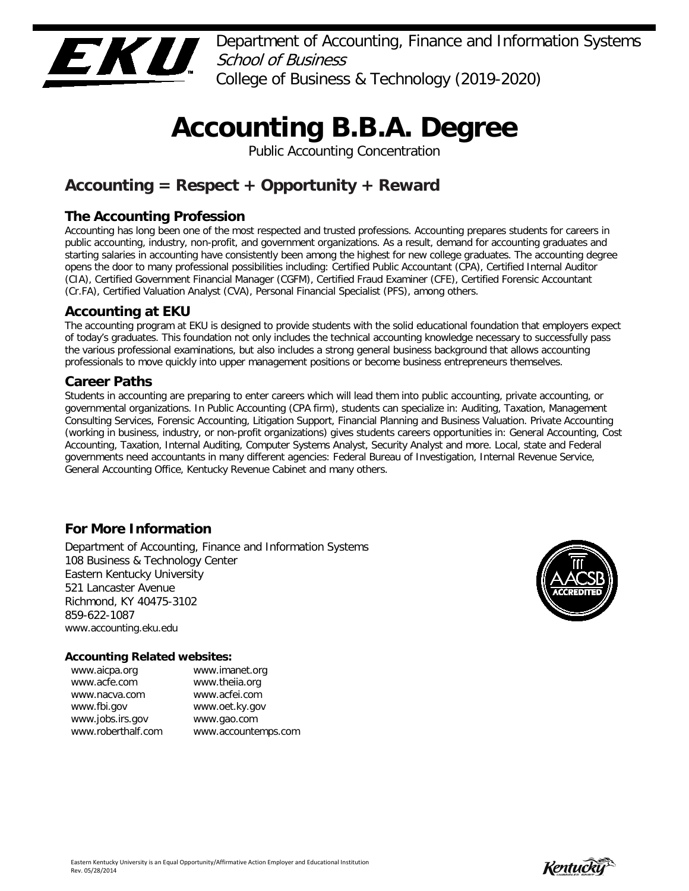Department of Accounting, Finance and Information Systems
*School of Business*
College of Business & Technology (2019-2020)

# Accounting B.B.A. Degree

Public Accounting Concentration

## Accounting = Respect + Opportunity + Reward

### The Accounting Profession

Accounting has long been one of the most respected and trusted professions. Accounting prepares students for careers in public accounting, industry, non-profit, and government organizations. As a result, demand for accounting graduates and starting salaries in accounting have consistently been among the highest for new college graduates. The accounting degree opens the door to many professional possibilities including: Certified Public Accountant (CPA), Certified Internal Auditor (CIA), Certified Government Financial Manager (CGFM), Certified Fraud Examiner (CFE), Certified Forensic Accountant (Cr.FA), Certified Valuation Analyst (CVA), Personal Financial Specialist (PFS), among others.

### Accounting at EKU

The accounting program at EKU is designed to provide students with the solid educational foundation that employers expect of today's graduates. This foundation not only includes the technical accounting knowledge necessary to successfully pass the various professional examinations, but also includes a strong general business background that allows accounting professionals to move quickly into upper management positions or become business entrepreneurs themselves.

### Career Paths

Students in accounting are preparing to enter careers which will lead them into public accounting, private accounting, or governmental organizations. In Public Accounting (CPA firm), students can specialize in: Auditing, Taxation, Management Consulting Services, Forensic Accounting, Litigation Support, Financial Planning and Business Valuation. Private Accounting (working in business, industry, or non-profit organizations) gives students careers opportunities in: General Accounting, Cost Accounting, Taxation, Internal Auditing, Computer Systems Analyst, Security Analyst and more. Local, state and Federal governments need accountants in many different agencies: Federal Bureau of Investigation, Internal Revenue Service, General Accounting Office, Kentucky Revenue Cabinet and many others.

### For More Information

Department of Accounting, Finance and Information Systems
108 Business & Technology Center
Eastern Kentucky University
521 Lancaster Avenue
Richmond, KY 40475-3102
859-622-1087
www.accounting.eku.edu

**Accounting Related websites:**

| | |
|---|---|
| www.aicpa.org | www.imanet.org |
| www.acfe.com | www.theiia.org |
| www.nacva.com | www.acfei.com |
| www.fbi.gov | www.oet.ky.gov |
| www.jobs.irs.gov | www.gao.com |
| www.roberthalf.com | www.accountemps.com |

Eastern Kentucky University is an Equal Opportunity/Affirmative Action Employer and Educational Institution
Rev. 05/28/2014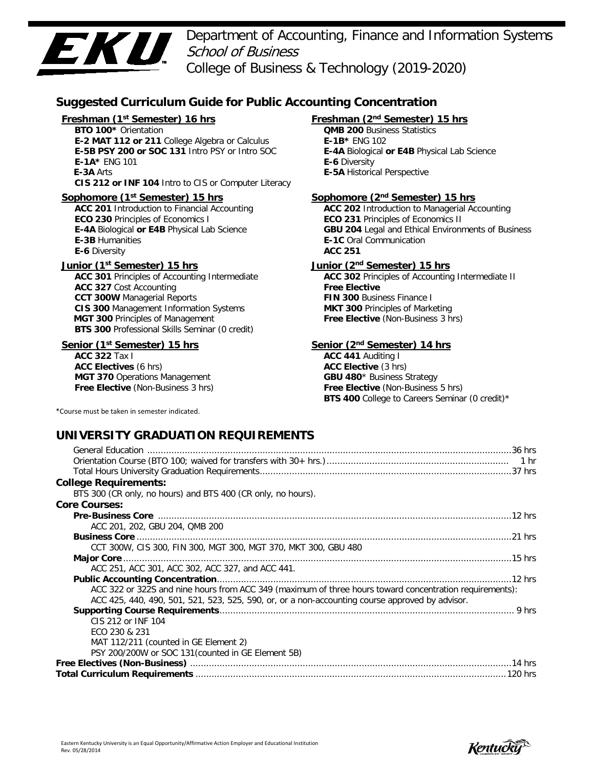Department of Accounting, Finance and Information Systems
*School of Business*
College of Business & Technology (2019-2020)

## Suggested Curriculum Guide for Public Accounting Concentration

**Freshman (1st Semester) 16 hrs**

**BTO 100*** Orientation
**E-2 MAT 112 or 211** College Algebra or Calculus
**E-5B PSY 200 or SOC 131** Intro PSY or Intro SOC
**E-1A*** ENG 101
**E-3A** Arts
**CIS 212 or INF 104** Intro to CIS or Computer Literacy

**Freshman (2nd Semester) 15 hrs**

**QMB 200** Business Statistics
**E-1B*** ENG 102
**E-4A** Biological **or E4B** Physical Lab Science
**E-6** Diversity
**E-5A** Historical Perspective

**Sophomore (1st Semester) 15 hrs**

**ACC 201** Introduction to Financial Accounting
**ECO 230** Principles of Economics I
**E-4A** Biological **or E4B** Physical Lab Science
**E-3B** Humanities
**E-6** Diversity

**Sophomore (2nd Semester) 15 hrs**

**ACC 202** Introduction to Managerial Accounting
**ECO 231** Principles of Economics II
**GBU 204** Legal and Ethical Environments of Business
**E-1C** Oral Communication
**ACC 251**

**Junior (1st Semester) 15 hrs**

**ACC 301** Principles of Accounting Intermediate
**ACC 327** Cost Accounting
**CCT 300W** Managerial Reports
**CIS 300** Management Information Systems
**MGT 300** Principles of Management
**BTS 300** Professional Skills Seminar (0 credit)

**Junior (2nd Semester) 15 hrs**

**ACC 302** Principles of Accounting Intermediate II
**Free Elective**
**FIN 300** Business Finance I
**MKT 300** Principles of Marketing
**Free Elective** (Non-Business 3 hrs)

**Senior (1st Semester) 15 hrs**

**ACC 322** Tax I
**ACC Electives** (6 hrs)
**MGT 370** Operations Management
**Free Elective** (Non-Business 3 hrs)

**Senior (2nd Semester) 14 hrs**

**ACC 441** Auditing I
**ACC Elective** (3 hrs)
**GBU 480*** Business Strategy
**Free Elective** (Non-Business 5 hrs)
**BTS 400** College to Careers Seminar (0 credit)*

*Course must be taken in semester indicated.

## UNIVERSITY GRADUATION REQUIREMENTS

General Education ........ 36 hrs
Orientation Course (BTO 100; waived for transfers with 30+ hrs.) ........ 1 hr
Total Hours University Graduation Requirements ........ 37 hrs

**College Requirements:**

BTS 300 (CR only, no hours) and BTS 400 (CR only, no hours).

**Core Courses:**

**Pre-Business Core** ........ 12 hrs
ACC 201, 202, GBU 204, QMB 200

**Business Core** ........ 21 hrs
CCT 300W, CIS 300, FIN 300, MGT 300, MGT 370, MKT 300, GBU 480

**Major Core** ........ 15 hrs
ACC 251, ACC 301, ACC 302, ACC 327, and ACC 441.

**Public Accounting Concentration** ........ 12 hrs
ACC 322 or 322S and nine hours from ACC 349 (maximum of three hours toward concentration requirements): ACC 425, 440, 490, 501, 521, 523, 525, 590, or, or a non-accounting course approved by advisor.

**Supporting Course Requirements** ........ 9 hrs
CIS 212 or INF 104
ECO 230 & 231
MAT 112/211 (counted in GE Element 2)
PSY 200/200W or SOC 131(counted in GE Element 5B)

**Free Electives (Non-Business)** ........ 14 hrs

**Total Curriculum Requirements** ........ 120 hrs

Eastern Kentucky University is an Equal Opportunity/Affirmative Action Employer and Educational Institution
Rev. 05/28/2014